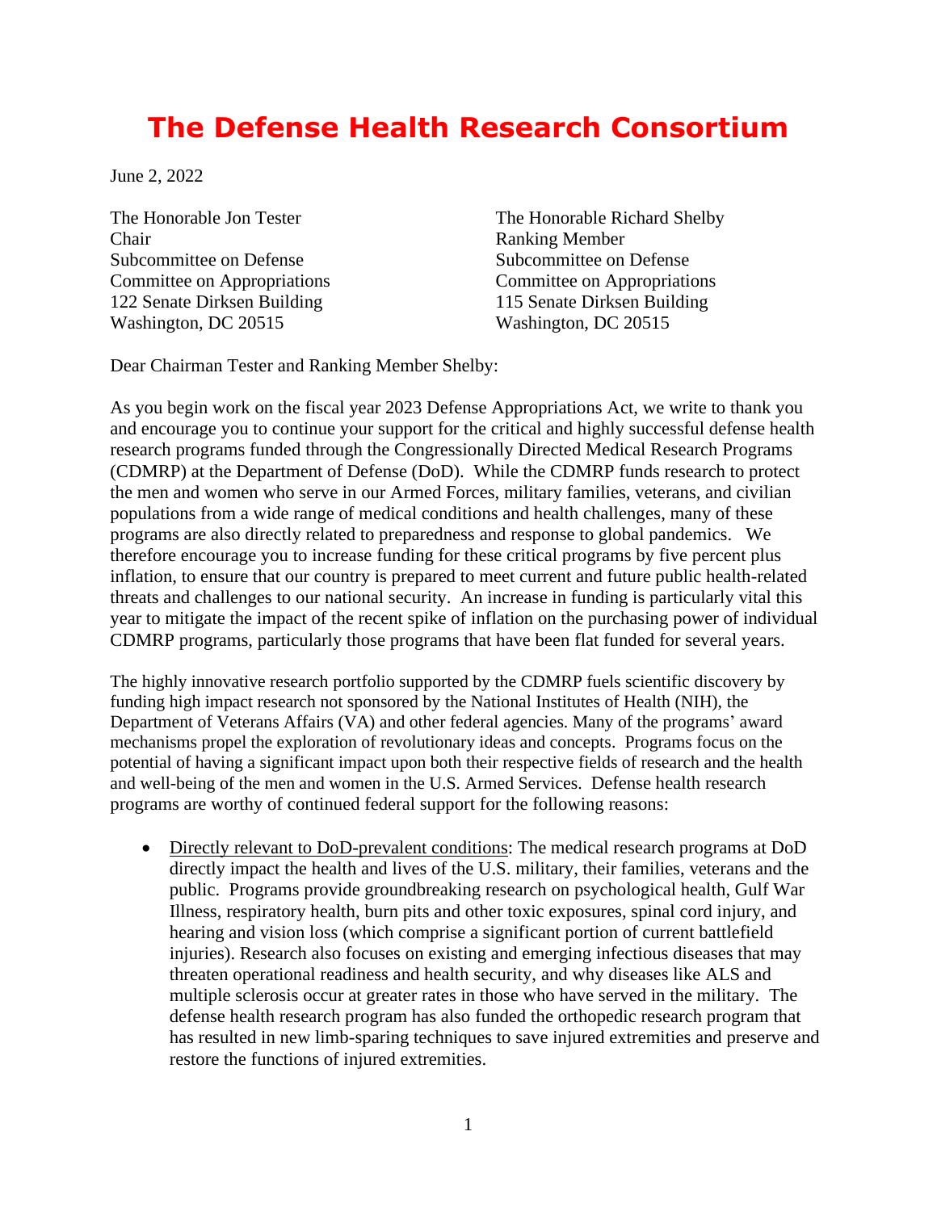# The Defense Health Research Consortium

June 2, 2022

The Honorable Jon Tester
Chair
Subcommittee on Defense
Committee on Appropriations
122 Senate Dirksen Building
Washington, DC 20515

The Honorable Richard Shelby
Ranking Member
Subcommittee on Defense
Committee on Appropriations
115 Senate Dirksen Building
Washington, DC 20515

Dear Chairman Tester and Ranking Member Shelby:

As you begin work on the fiscal year 2023 Defense Appropriations Act, we write to thank you and encourage you to continue your support for the critical and highly successful defense health research programs funded through the Congressionally Directed Medical Research Programs (CDMRP) at the Department of Defense (DoD). While the CDMRP funds research to protect the men and women who serve in our Armed Forces, military families, veterans, and civilian populations from a wide range of medical conditions and health challenges, many of these programs are also directly related to preparedness and response to global pandemics. We therefore encourage you to increase funding for these critical programs by five percent plus inflation, to ensure that our country is prepared to meet current and future public health-related threats and challenges to our national security. An increase in funding is particularly vital this year to mitigate the impact of the recent spike of inflation on the purchasing power of individual CDMRP programs, particularly those programs that have been flat funded for several years.

The highly innovative research portfolio supported by the CDMRP fuels scientific discovery by funding high impact research not sponsored by the National Institutes of Health (NIH), the Department of Veterans Affairs (VA) and other federal agencies. Many of the programs' award mechanisms propel the exploration of revolutionary ideas and concepts. Programs focus on the potential of having a significant impact upon both their respective fields of research and the health and well-being of the men and women in the U.S. Armed Services. Defense health research programs are worthy of continued federal support for the following reasons:

- <u>Directly relevant to DoD-prevalent conditions</u>: The medical research programs at DoD directly impact the health and lives of the U.S. military, their families, veterans and the public. Programs provide groundbreaking research on psychological health, Gulf War Illness, respiratory health, burn pits and other toxic exposures, spinal cord injury, and hearing and vision loss (which comprise a significant portion of current battlefield injuries). Research also focuses on existing and emerging infectious diseases that may threaten operational readiness and health security, and why diseases like ALS and multiple sclerosis occur at greater rates in those who have served in the military. The defense health research program has also funded the orthopedic research program that has resulted in new limb-sparing techniques to save injured extremities and preserve and restore the functions of injured extremities.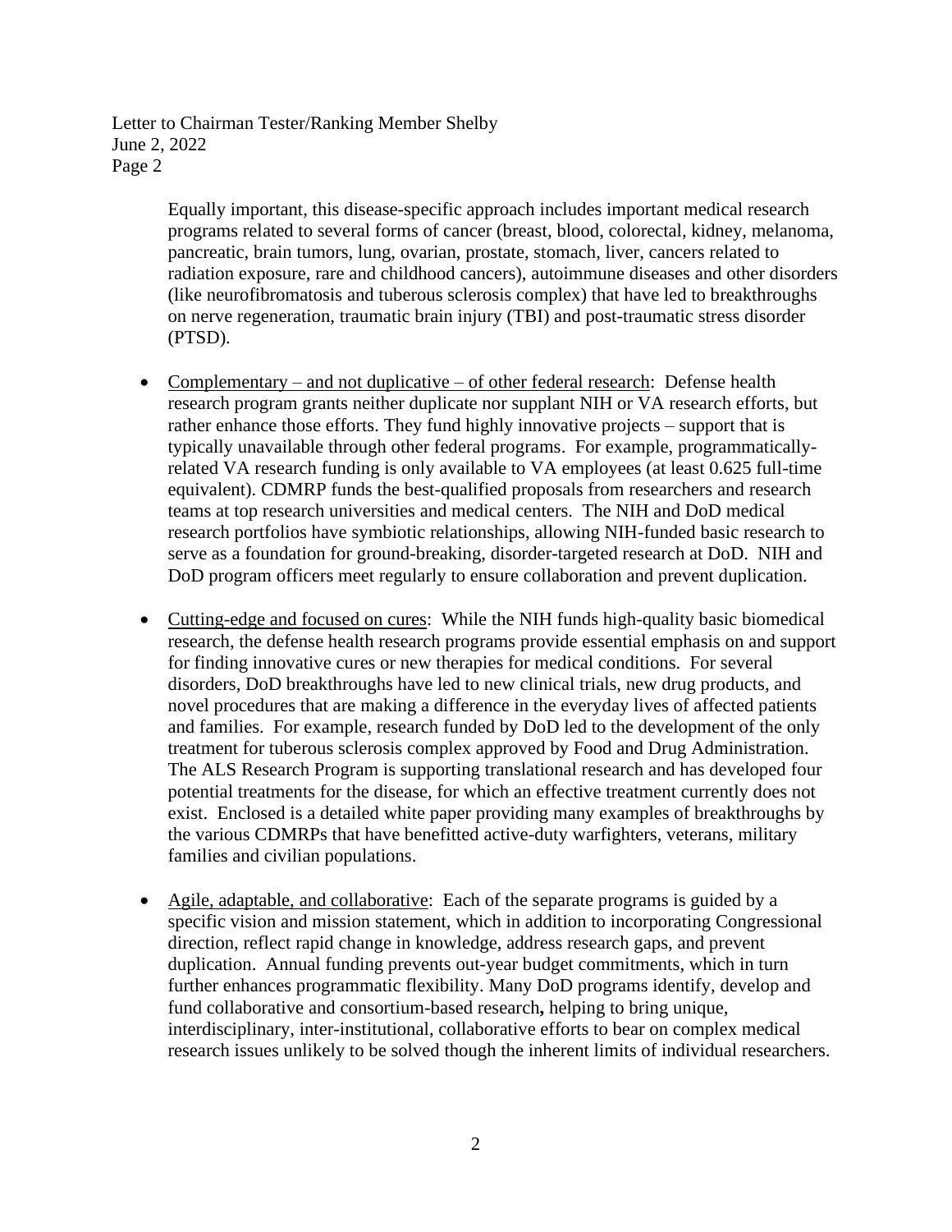Equally important, this disease-specific approach includes important medical research programs related to several forms of cancer (breast, blood, colorectal, kidney, melanoma, pancreatic, brain tumors, lung, ovarian, prostate, stomach, liver, cancers related to radiation exposure, rare and childhood cancers), autoimmune diseases and other disorders (like neurofibromatosis and tuberous sclerosis complex) that have led to breakthroughs on nerve regeneration, traumatic brain injury (TBI) and post-traumatic stress disorder (PTSD).

- Complementary – and not duplicative – of other federal research: Defense health research program grants neither duplicate nor supplant NIH or VA research efforts, but rather enhance those efforts. They fund highly innovative projects – support that is typically unavailable through other federal programs. For example, programmatically-related VA research funding is only available to VA employees (at least 0.625 full-time equivalent). CDMRP funds the best-qualified proposals from researchers and research teams at top research universities and medical centers. The NIH and DoD medical research portfolios have symbiotic relationships, allowing NIH-funded basic research to serve as a foundation for ground-breaking, disorder-targeted research at DoD. NIH and DoD program officers meet regularly to ensure collaboration and prevent duplication.

- Cutting-edge and focused on cures: While the NIH funds high-quality basic biomedical research, the defense health research programs provide essential emphasis on and support for finding innovative cures or new therapies for medical conditions. For several disorders, DoD breakthroughs have led to new clinical trials, new drug products, and novel procedures that are making a difference in the everyday lives of affected patients and families. For example, research funded by DoD led to the development of the only treatment for tuberous sclerosis complex approved by Food and Drug Administration. The ALS Research Program is supporting translational research and has developed four potential treatments for the disease, for which an effective treatment currently does not exist. Enclosed is a detailed white paper providing many examples of breakthroughs by the various CDMRPs that have benefitted active-duty warfighters, veterans, military families and civilian populations.

- Agile, adaptable, and collaborative: Each of the separate programs is guided by a specific vision and mission statement, which in addition to incorporating Congressional direction, reflect rapid change in knowledge, address research gaps, and prevent duplication. Annual funding prevents out-year budget commitments, which in turn further enhances programmatic flexibility. Many DoD programs identify, develop and fund collaborative and consortium-based research**,** helping to bring unique, interdisciplinary, inter-institutional, collaborative efforts to bear on complex medical research issues unlikely to be solved though the inherent limits of individual researchers.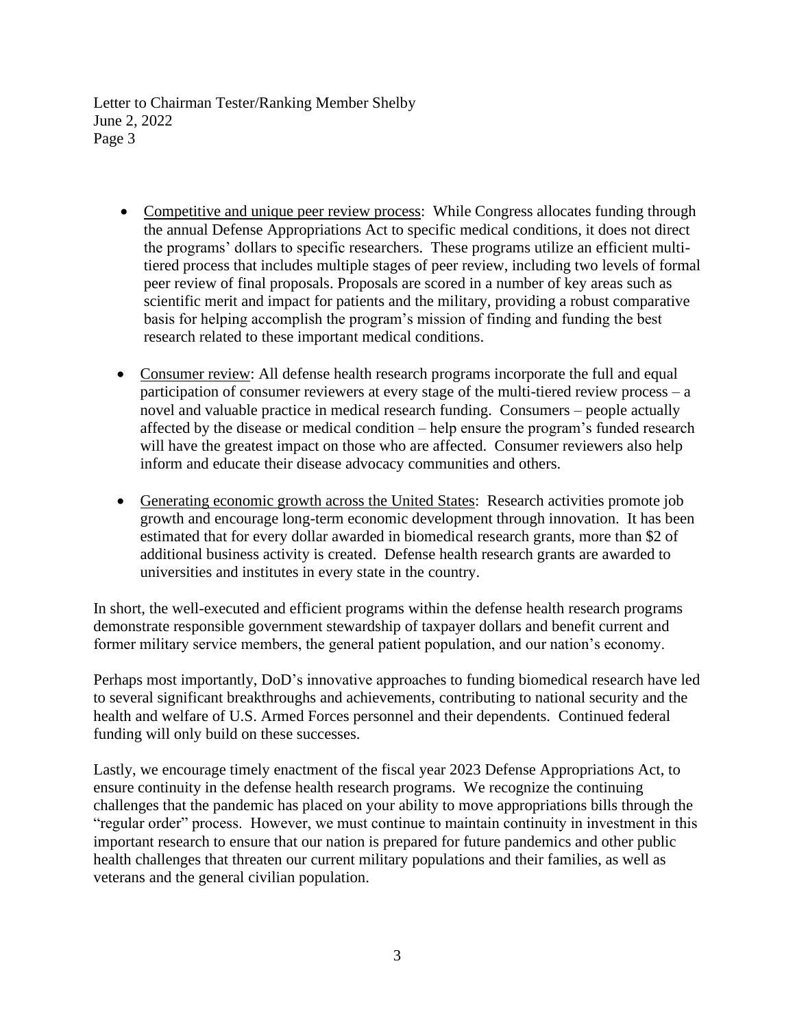- <u>Competitive and unique peer review process</u>: While Congress allocates funding through the annual Defense Appropriations Act to specific medical conditions, it does not direct the programs' dollars to specific researchers. These programs utilize an efficient multi-tiered process that includes multiple stages of peer review, including two levels of formal peer review of final proposals. Proposals are scored in a number of key areas such as scientific merit and impact for patients and the military, providing a robust comparative basis for helping accomplish the program's mission of finding and funding the best research related to these important medical conditions.

- <u>Consumer review</u>: All defense health research programs incorporate the full and equal participation of consumer reviewers at every stage of the multi-tiered review process – a novel and valuable practice in medical research funding. Consumers – people actually affected by the disease or medical condition – help ensure the program's funded research will have the greatest impact on those who are affected. Consumer reviewers also help inform and educate their disease advocacy communities and others.

- <u>Generating economic growth across the United States</u>: Research activities promote job growth and encourage long-term economic development through innovation. It has been estimated that for every dollar awarded in biomedical research grants, more than $2 of additional business activity is created. Defense health research grants are awarded to universities and institutes in every state in the country.

In short, the well-executed and efficient programs within the defense health research programs demonstrate responsible government stewardship of taxpayer dollars and benefit current and former military service members, the general patient population, and our nation's economy.

Perhaps most importantly, DoD's innovative approaches to funding biomedical research have led to several significant breakthroughs and achievements, contributing to national security and the health and welfare of U.S. Armed Forces personnel and their dependents. Continued federal funding will only build on these successes.

Lastly, we encourage timely enactment of the fiscal year 2023 Defense Appropriations Act, to ensure continuity in the defense health research programs. We recognize the continuing challenges that the pandemic has placed on your ability to move appropriations bills through the "regular order" process. However, we must continue to maintain continuity in investment in this important research to ensure that our nation is prepared for future pandemics and other public health challenges that threaten our current military populations and their families, as well as veterans and the general civilian population.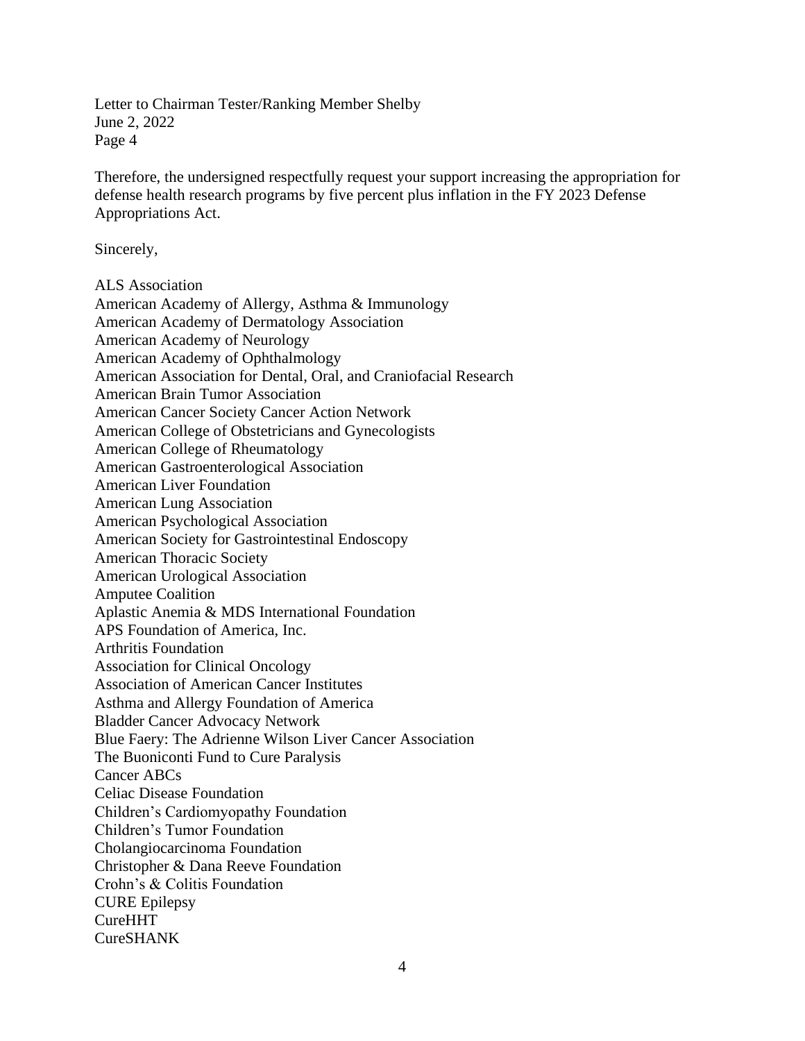Therefore, the undersigned respectfully request your support increasing the appropriation for defense health research programs by five percent plus inflation in the FY 2023 Defense Appropriations Act.

Sincerely,

ALS Association
American Academy of Allergy, Asthma & Immunology
American Academy of Dermatology Association
American Academy of Neurology
American Academy of Ophthalmology
American Association for Dental, Oral, and Craniofacial Research
American Brain Tumor Association
American Cancer Society Cancer Action Network
American College of Obstetricians and Gynecologists
American College of Rheumatology
American Gastroenterological Association
American Liver Foundation
American Lung Association
American Psychological Association
American Society for Gastrointestinal Endoscopy
American Thoracic Society
American Urological Association
Amputee Coalition
Aplastic Anemia & MDS International Foundation
APS Foundation of America, Inc.
Arthritis Foundation
Association for Clinical Oncology
Association of American Cancer Institutes
Asthma and Allergy Foundation of America
Bladder Cancer Advocacy Network
Blue Faery: The Adrienne Wilson Liver Cancer Association
The Buoniconti Fund to Cure Paralysis
Cancer ABCs
Celiac Disease Foundation
Children's Cardiomyopathy Foundation
Children's Tumor Foundation
Cholangiocarcinoma Foundation
Christopher & Dana Reeve Foundation
Crohn's & Colitis Foundation
CURE Epilepsy
CureHHT
CureSHANK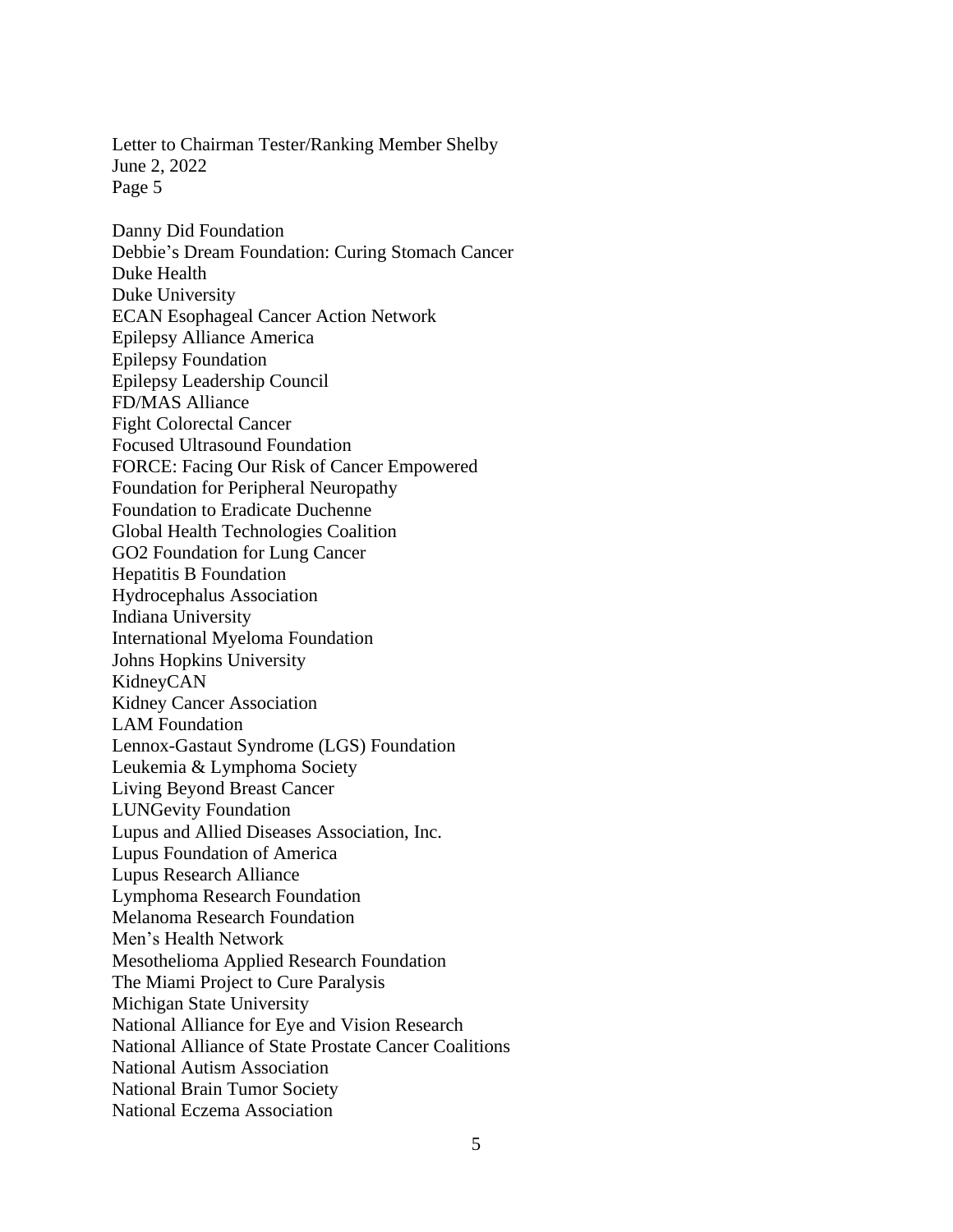Danny Did Foundation
Debbie's Dream Foundation: Curing Stomach Cancer
Duke Health
Duke University
ECAN Esophageal Cancer Action Network
Epilepsy Alliance America
Epilepsy Foundation
Epilepsy Leadership Council
FD/MAS Alliance
Fight Colorectal Cancer
Focused Ultrasound Foundation
FORCE: Facing Our Risk of Cancer Empowered
Foundation for Peripheral Neuropathy
Foundation to Eradicate Duchenne
Global Health Technologies Coalition
GO2 Foundation for Lung Cancer
Hepatitis B Foundation
Hydrocephalus Association
Indiana University
International Myeloma Foundation
Johns Hopkins University
KidneyCAN
Kidney Cancer Association
LAM Foundation
Lennox-Gastaut Syndrome (LGS) Foundation
Leukemia & Lymphoma Society
Living Beyond Breast Cancer
LUNGevity Foundation
Lupus and Allied Diseases Association, Inc.
Lupus Foundation of America
Lupus Research Alliance
Lymphoma Research Foundation
Melanoma Research Foundation
Men's Health Network
Mesothelioma Applied Research Foundation
The Miami Project to Cure Paralysis
Michigan State University
National Alliance for Eye and Vision Research
National Alliance of State Prostate Cancer Coalitions
National Autism Association
National Brain Tumor Society
National Eczema Association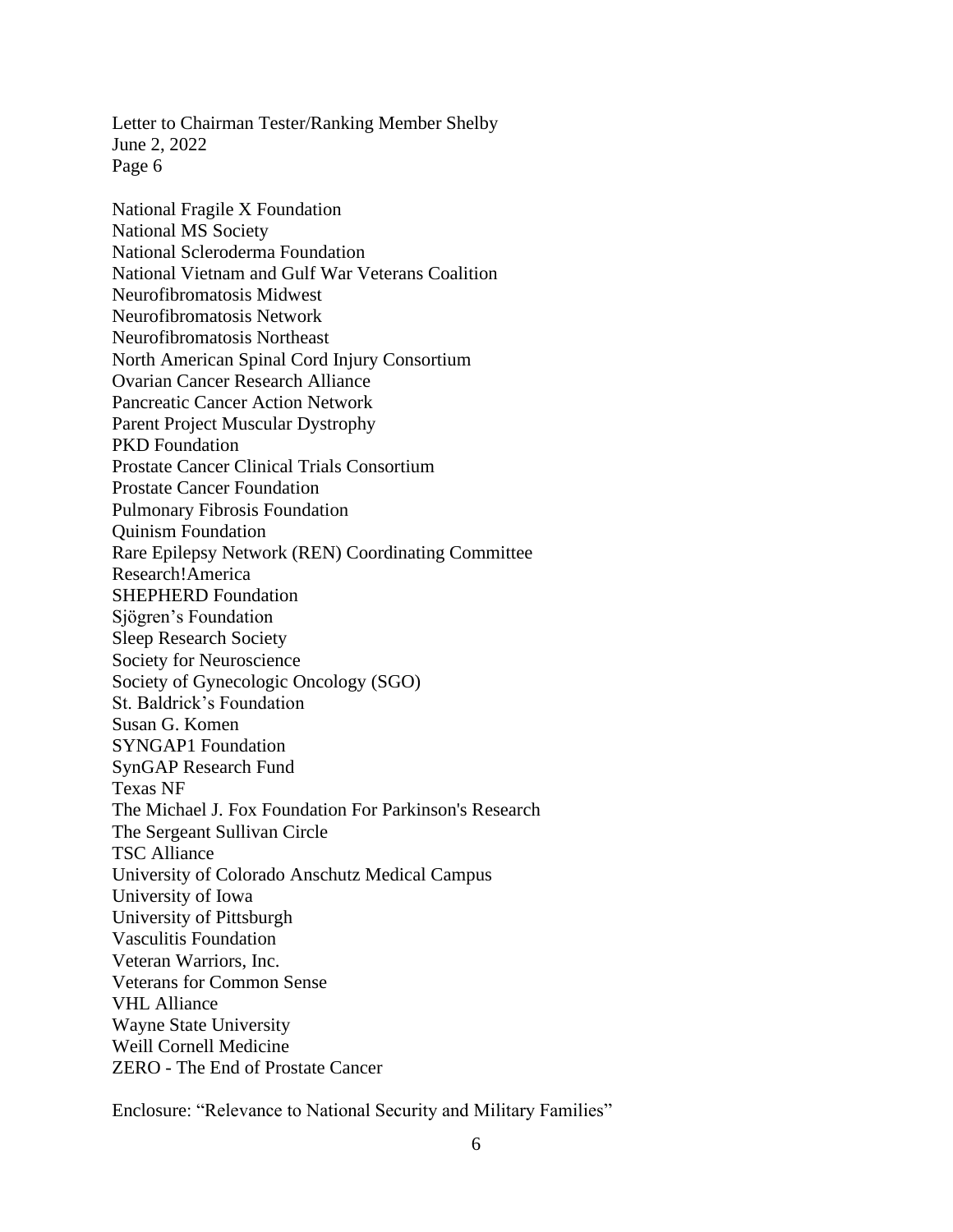National Fragile X Foundation
National MS Society
National Scleroderma Foundation
National Vietnam and Gulf War Veterans Coalition
Neurofibromatosis Midwest
Neurofibromatosis Network
Neurofibromatosis Northeast
North American Spinal Cord Injury Consortium
Ovarian Cancer Research Alliance
Pancreatic Cancer Action Network
Parent Project Muscular Dystrophy
PKD Foundation
Prostate Cancer Clinical Trials Consortium
Prostate Cancer Foundation
Pulmonary Fibrosis Foundation
Quinism Foundation
Rare Epilepsy Network (REN) Coordinating Committee
Research!America
SHEPHERD Foundation
Sjögren's Foundation
Sleep Research Society
Society for Neuroscience
Society of Gynecologic Oncology (SGO)
St. Baldrick's Foundation
Susan G. Komen
SYNGAP1 Foundation
SynGAP Research Fund
Texas NF
The Michael J. Fox Foundation For Parkinson's Research
The Sergeant Sullivan Circle
TSC Alliance
University of Colorado Anschutz Medical Campus
University of Iowa
University of Pittsburgh
Vasculitis Foundation
Veteran Warriors, Inc.
Veterans for Common Sense
VHL Alliance
Wayne State University
Weill Cornell Medicine
ZERO - The End of Prostate Cancer

Enclosure: "Relevance to National Security and Military Families"